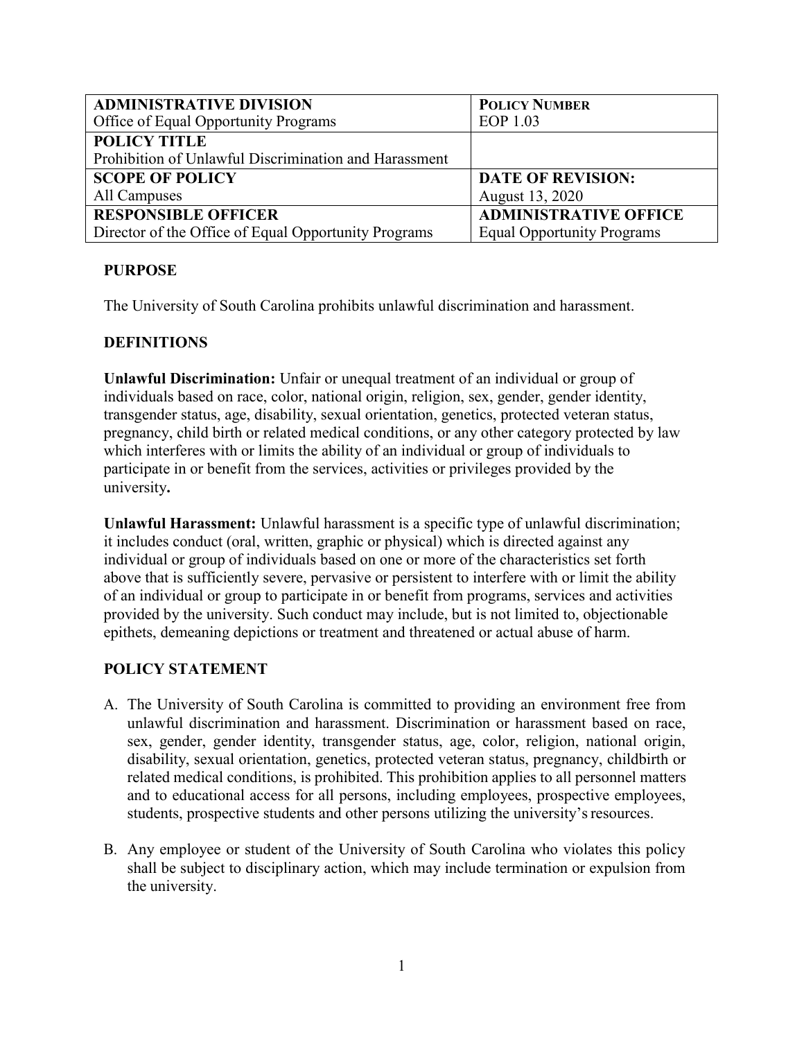| **ADMINISTRATIVE DIVISION**<br>Office of Equal Opportunity Programs | **POLICY NUMBER**<br>EOP 1.03 |
|---|---|
| **POLICY TITLE**<br>Prohibition of Unlawful Discrimination and Harassment | |
| **SCOPE OF POLICY**<br>All Campuses | **DATE OF REVISION:**<br>August 13, 2020 |
| **RESPONSIBLE OFFICER**<br>Director of the Office of Equal Opportunity Programs | **ADMINISTRATIVE OFFICE**<br>Equal Opportunity Programs |

## PURPOSE

The University of South Carolina prohibits unlawful discrimination and harassment.

## DEFINITIONS

**Unlawful Discrimination:** Unfair or unequal treatment of an individual or group of individuals based on race, color, national origin, religion, sex, gender, gender identity, transgender status, age, disability, sexual orientation, genetics, protected veteran status, pregnancy, child birth or related medical conditions, or any other category protected by law which interferes with or limits the ability of an individual or group of individuals to participate in or benefit from the services, activities or privileges provided by the university**.**

**Unlawful Harassment:** Unlawful harassment is a specific type of unlawful discrimination; it includes conduct (oral, written, graphic or physical) which is directed against any individual or group of individuals based on one or more of the characteristics set forth above that is sufficiently severe, pervasive or persistent to interfere with or limit the ability of an individual or group to participate in or benefit from programs, services and activities provided by the university. Such conduct may include, but is not limited to, objectionable epithets, demeaning depictions or treatment and threatened or actual abuse of harm.

## POLICY STATEMENT

A. The University of South Carolina is committed to providing an environment free from unlawful discrimination and harassment. Discrimination or harassment based on race, sex, gender, gender identity, transgender status, age, color, religion, national origin, disability, sexual orientation, genetics, protected veteran status, pregnancy, childbirth or related medical conditions, is prohibited. This prohibition applies to all personnel matters and to educational access for all persons, including employees, prospective employees, students, prospective students and other persons utilizing the university's resources.

B. Any employee or student of the University of South Carolina who violates this policy shall be subject to disciplinary action, which may include termination or expulsion from the university.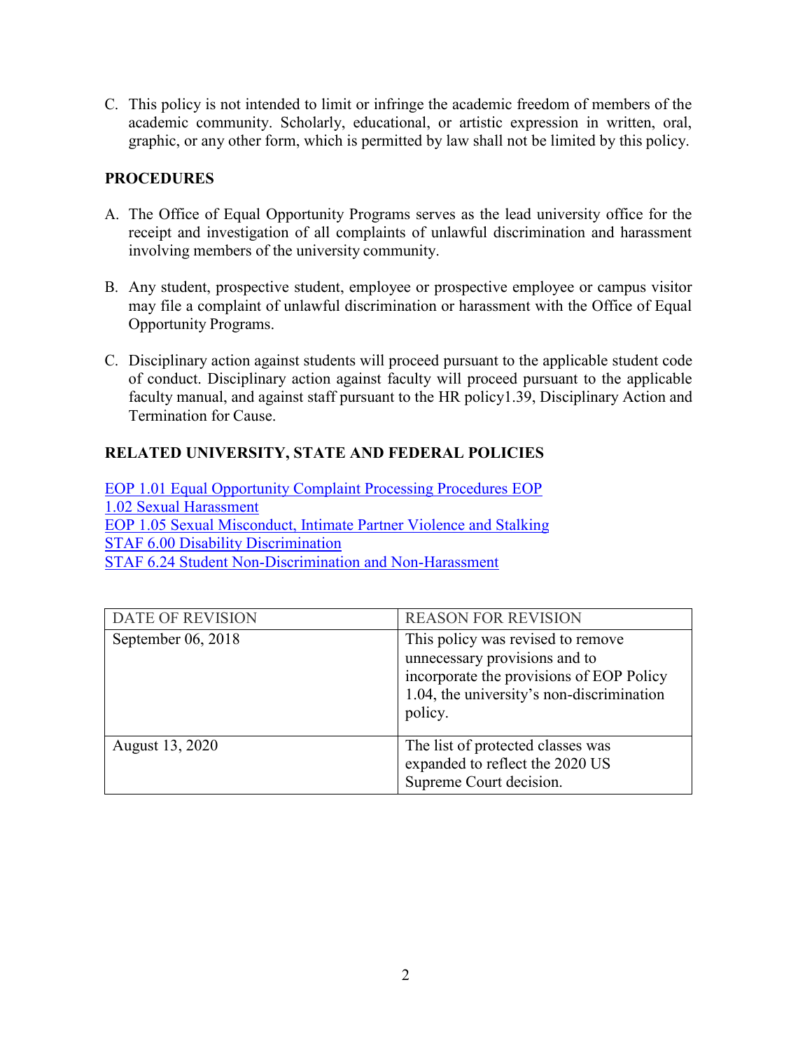C. This policy is not intended to limit or infringe the academic freedom of members of the academic community. Scholarly, educational, or artistic expression in written, oral, graphic, or any other form, which is permitted by law shall not be limited by this policy.

**PROCEDURES**

A. The Office of Equal Opportunity Programs serves as the lead university office for the receipt and investigation of all complaints of unlawful discrimination and harassment involving members of the university community.

B. Any student, prospective student, employee or prospective employee or campus visitor may file a complaint of unlawful discrimination or harassment with the Office of Equal Opportunity Programs.

C. Disciplinary action against students will proceed pursuant to the applicable student code of conduct. Disciplinary action against faculty will proceed pursuant to the applicable faculty manual, and against staff pursuant to the HR policy1.39, Disciplinary Action and Termination for Cause.

**RELATED UNIVERSITY, STATE AND FEDERAL POLICIES**

EOP 1.01 Equal Opportunity Complaint Processing Procedures EOP 1.02 Sexual Harassment
EOP 1.05 Sexual Misconduct, Intimate Partner Violence and Stalking
STAF 6.00 Disability Discrimination
STAF 6.24 Student Non-Discrimination and Non-Harassment

| DATE OF REVISION | REASON FOR REVISION |
|---|---|
| September 06, 2018 | This policy was revised to remove unnecessary provisions and to incorporate the provisions of EOP Policy 1.04, the university's non-discrimination policy. |
| August 13, 2020 | The list of protected classes was expanded to reflect the 2020 US Supreme Court decision. |